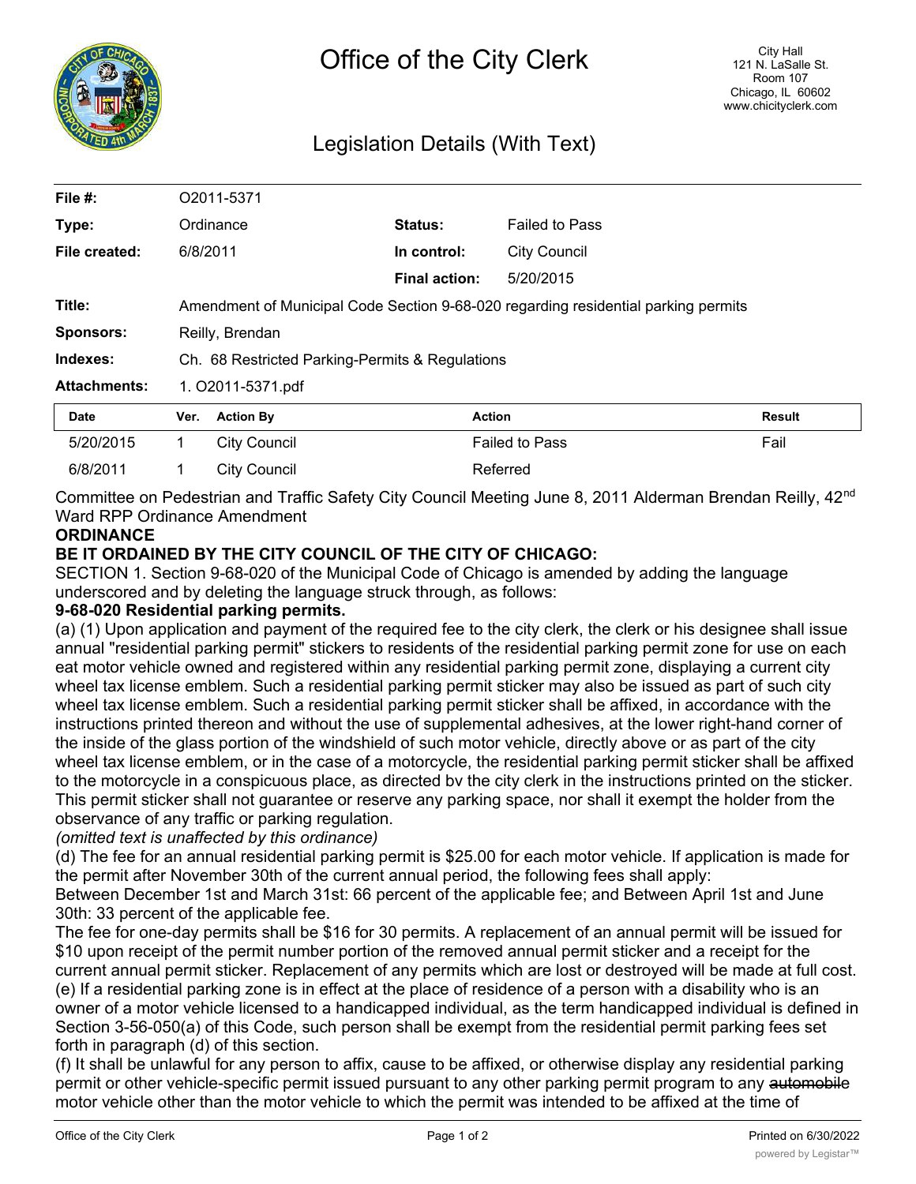# Office of the City Clerk

City Hall
121 N. LaSalle St.
Room 107
Chicago, IL 60602
www.chicityclerk.com

## Legislation Details (With Text)

| | | | |
|---|---|---|---|
| **File #:** | O2011-5371 | | |
| **Type:** | Ordinance | **Status:** | Failed to Pass |
| **File created:** | 6/8/2011 | **In control:** | City Council |
| | | **Final action:** | 5/20/2015 |
| **Title:** | Amendment of Municipal Code Section 9-68-020 regarding residential parking permits | | |
| **Sponsors:** | Reilly, Brendan | | |
| **Indexes:** | Ch. 68 Restricted Parking-Permits & Regulations | | |
| **Attachments:** | 1. O2011-5371.pdf | | |

| Date | Ver. | Action By | Action | Result |
|---|---|---|---|---|
| 5/20/2015 | 1 | City Council | Failed to Pass | Fail |
| 6/8/2011 | 1 | City Council | Referred | |

Committee on Pedestrian and Traffic Safety City Council Meeting June 8, 2011 Alderman Brendan Reilly, 42nd Ward RPP Ordinance Amendment

**ORDINANCE**

**BE IT ORDAINED BY THE CITY COUNCIL OF THE CITY OF CHICAGO:**

SECTION 1. Section 9-68-020 of the Municipal Code of Chicago is amended by adding the language underscored and by deleting the language struck through, as follows:

**9-68-020 Residential parking permits.**

(a) (1) Upon application and payment of the required fee to the city clerk, the clerk or his designee shall issue annual "residential parking permit" stickers to residents of the residential parking permit zone for use on each ~~eat~~ motor vehicle owned and registered within any residential parking permit zone, displaying a current city wheel tax license emblem. Such a residential parking permit sticker may also be issued as part of such city wheel tax license emblem. Such a residential parking permit sticker shall be affixed, in accordance with the instructions printed thereon and without the use of supplemental adhesives, at the lower right-hand corner of the inside of the glass portion of the windshield of such motor vehicle, directly above or as part of the city wheel tax license emblem, or in the case of a motorcycle, the residential parking permit sticker shall be affixed to the motorcycle in a conspicuous place, as directed bv the city clerk in the instructions printed on the sticker. This permit sticker shall not guarantee or reserve any parking space, nor shall it exempt the holder from the observance of any traffic or parking regulation.

*(omitted text is unaffected by this ordinance)*

(d) The fee for an annual residential parking permit is $25.00 for each motor vehicle. If application is made for the permit after November 30th of the current annual period, the following fees shall apply:

Between December 1st and March 31st: 66 percent of the applicable fee; and Between April 1st and June 30th: 33 percent of the applicable fee.

The fee for one-day permits shall be $16 for 30 permits. A replacement of an annual permit will be issued for $10 upon receipt of the permit number portion of the removed annual permit sticker and a receipt for the current annual permit sticker. Replacement of any permits which are lost or destroyed will be made at full cost.

(e) If a residential parking zone is in effect at the place of residence of a person with a disability who is an owner of a motor vehicle licensed to a handicapped individual, as the term handicapped individual is defined in Section 3-56-050(a) of this Code, such person shall be exempt from the residential permit parking fees set forth in paragraph (d) of this section.

(f) It shall be unlawful for any person to affix, cause to be affixed, or otherwise display any residential parking permit or other vehicle-specific permit issued pursuant to any other parking permit program to any ~~automobile~~ motor vehicle other than the motor vehicle to which the permit was intended to be affixed at the time of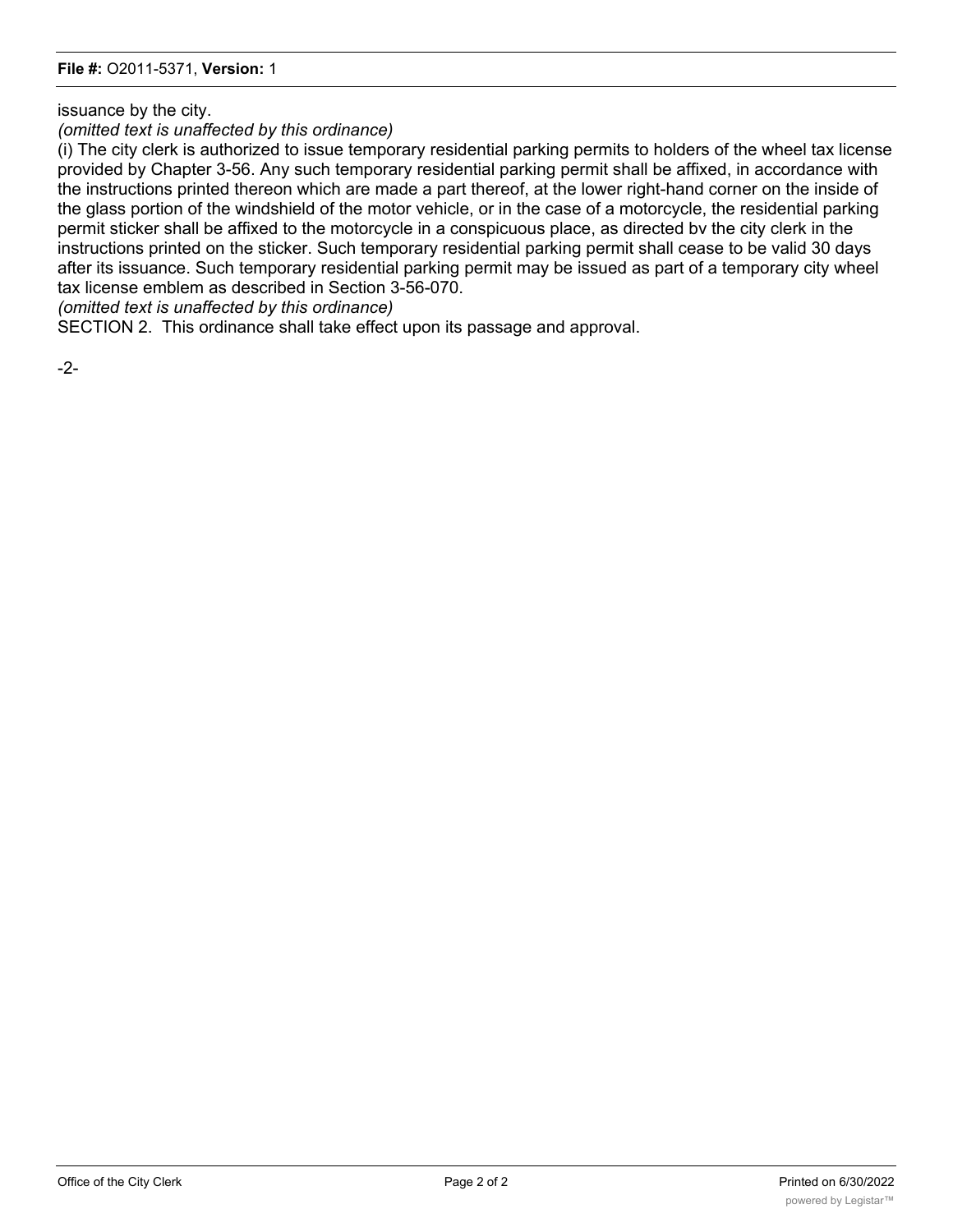issuance by the city.

*(omitted text is unaffected by this ordinance)*

(i) The city clerk is authorized to issue temporary residential parking permits to holders of the wheel tax license provided by Chapter 3-56. Any such temporary residential parking permit shall be affixed, in accordance with the instructions printed thereon which are made a part thereof, at the lower right-hand corner on the inside of the glass portion of the windshield of the motor vehicle, or in the case of a motorcycle, the residential parking permit sticker shall be affixed to the motorcycle in a conspicuous place, as directed bv the city clerk in the instructions printed on the sticker. Such temporary residential parking permit shall cease to be valid 30 days after its issuance. Such temporary residential parking permit may be issued as part of a temporary city wheel tax license emblem as described in Section 3-56-070.

*(omitted text is unaffected by this ordinance)*

SECTION 2. This ordinance shall take effect upon its passage and approval.

-2-